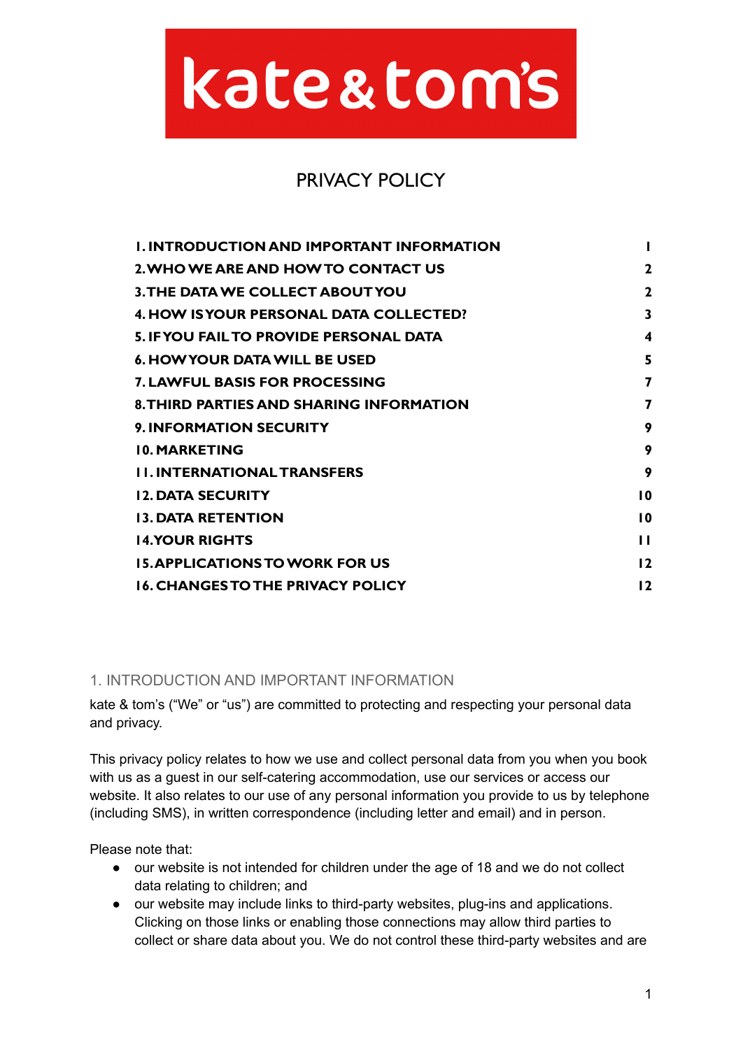kate & tom's

# PRIVACY POLICY

| | |
|---|---|
| **1. INTRODUCTION AND IMPORTANT INFORMATION** | **1** |
| **2. WHO WE ARE AND HOW TO CONTACT US** | **2** |
| **3. THE DATA WE COLLECT ABOUT YOU** | **2** |
| **4. HOW IS YOUR PERSONAL DATA COLLECTED?** | **3** |
| **5. IF YOU FAIL TO PROVIDE PERSONAL DATA** | **4** |
| **6. HOW YOUR DATA WILL BE USED** | **5** |
| **7. LAWFUL BASIS FOR PROCESSING** | **7** |
| **8. THIRD PARTIES AND SHARING INFORMATION** | **7** |
| **9. INFORMATION SECURITY** | **9** |
| **10. MARKETING** | **9** |
| **11. INTERNATIONAL TRANSFERS** | **9** |
| **12. DATA SECURITY** | **10** |
| **13. DATA RETENTION** | **10** |
| **14. YOUR RIGHTS** | **11** |
| **15. APPLICATIONS TO WORK FOR US** | **12** |
| **16. CHANGES TO THE PRIVACY POLICY** | **12** |

## 1. INTRODUCTION AND IMPORTANT INFORMATION

kate & tom's ("We" or "us") are committed to protecting and respecting your personal data and privacy.

This privacy policy relates to how we use and collect personal data from you when you book with us as a guest in our self-catering accommodation, use our services or access our website. It also relates to our use of any personal information you provide to us by telephone (including SMS), in written correspondence (including letter and email) and in person.

Please note that:

- our website is not intended for children under the age of 18 and we do not collect data relating to children; and
- our website may include links to third-party websites, plug-ins and applications. Clicking on those links or enabling those connections may allow third parties to collect or share data about you. We do not control these third-party websites and are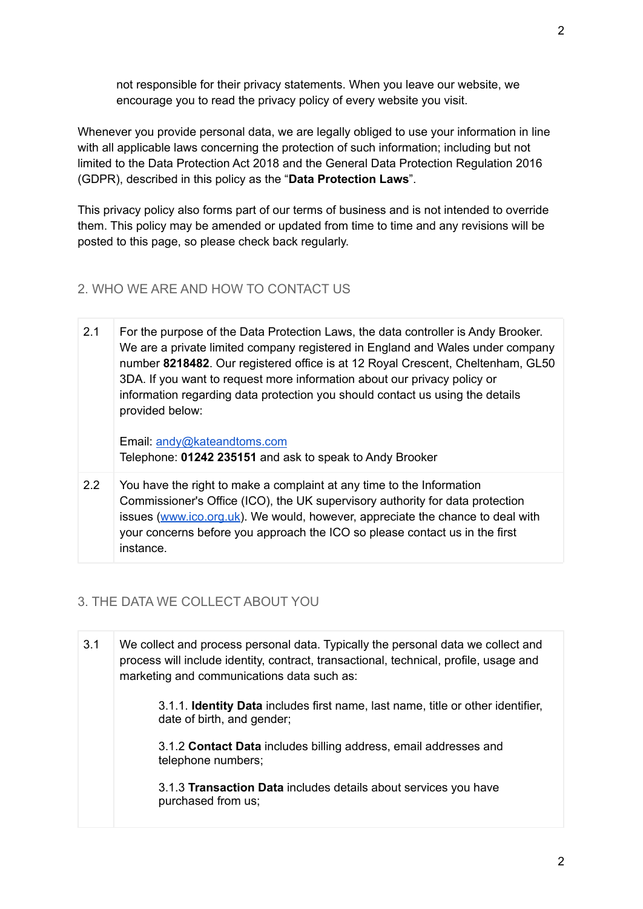not responsible for their privacy statements. When you leave our website, we encourage you to read the privacy policy of every website you visit.

Whenever you provide personal data, we are legally obliged to use your information in line with all applicable laws concerning the protection of such information; including but not limited to the Data Protection Act 2018 and the General Data Protection Regulation 2016 (GDPR), described in this policy as the "**Data Protection Laws**".

This privacy policy also forms part of our terms of business and is not intended to override them. This policy may be amended or updated from time to time and any revisions will be posted to this page, so please check back regularly.

## 2. WHO WE ARE AND HOW TO CONTACT US

2.1 For the purpose of the Data Protection Laws, the data controller is Andy Brooker. We are a private limited company registered in England and Wales under company number **8218482**. Our registered office is at 12 Royal Crescent, Cheltenham, GL50 3DA. If you want to request more information about our privacy policy or information regarding data protection you should contact us using the details provided below:

Email: [andy@kateandtoms.com](mailto:andy@kateandtoms.com)
Telephone: **01242 235151** and ask to speak to Andy Brooker

2.2 You have the right to make a complaint at any time to the Information Commissioner's Office (ICO), the UK supervisory authority for data protection issues ([www.ico.org.uk](http://www.ico.org.uk)). We would, however, appreciate the chance to deal with your concerns before you approach the ICO so please contact us in the first instance.

## 3. THE DATA WE COLLECT ABOUT YOU

3.1 We collect and process personal data. Typically the personal data we collect and process will include identity, contract, transactional, technical, profile, usage and marketing and communications data such as:

3.1.1. **Identity Data** includes first name, last name, title or other identifier, date of birth, and gender;

3.1.2 **Contact Data** includes billing address, email addresses and telephone numbers;

3.1.3 **Transaction Data** includes details about services you have purchased from us;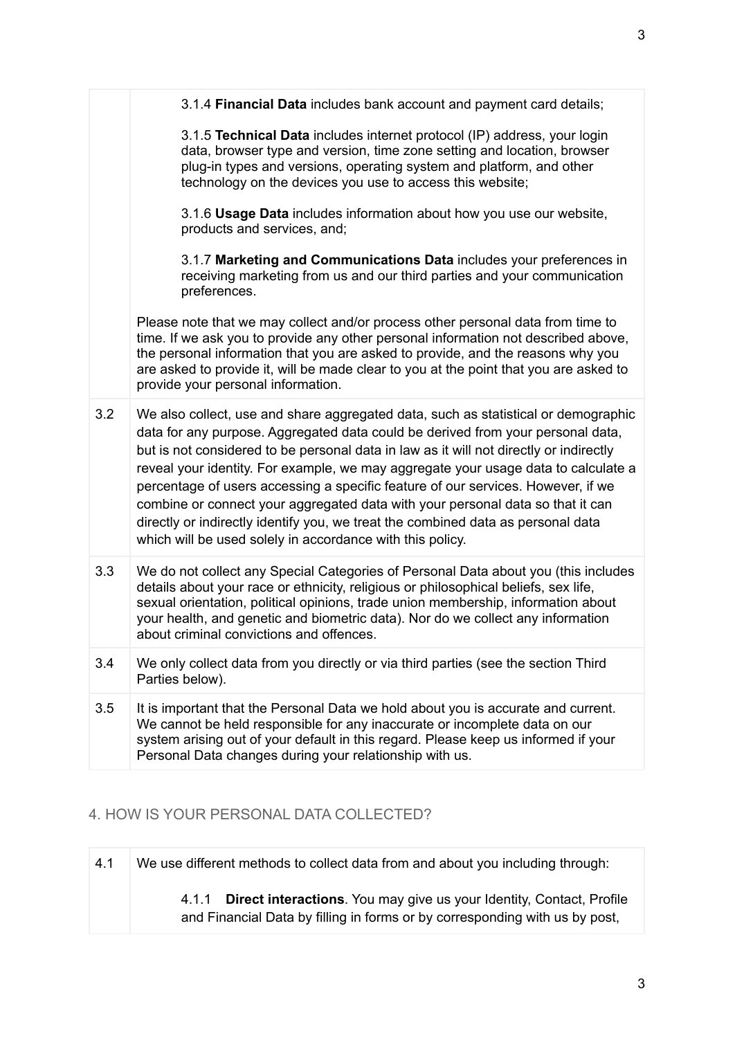| | |
|---|---|
| | 3.1.4 **Financial Data** includes bank account and payment card details;<br><br>3.1.5 **Technical Data** includes internet protocol (IP) address, your login data, browser type and version, time zone setting and location, browser plug-in types and versions, operating system and platform, and other technology on the devices you use to access this website;<br><br>3.1.6 **Usage Data** includes information about how you use our website, products and services, and;<br><br>3.1.7 **Marketing and Communications Data** includes your preferences in receiving marketing from us and our third parties and your communication preferences.<br><br>Please note that we may collect and/or process other personal data from time to time. If we ask you to provide any other personal information not described above, the personal information that you are asked to provide, and the reasons why you are asked to provide it, will be made clear to you at the point that you are asked to provide your personal information. |
| 3.2 | We also collect, use and share aggregated data, such as statistical or demographic data for any purpose. Aggregated data could be derived from your personal data, but is not considered to be personal data in law as it will not directly or indirectly reveal your identity. For example, we may aggregate your usage data to calculate a percentage of users accessing a specific feature of our services. However, if we combine or connect your aggregated data with your personal data so that it can directly or indirectly identify you, we treat the combined data as personal data which will be used solely in accordance with this policy. |
| 3.3 | We do not collect any Special Categories of Personal Data about you (this includes details about your race or ethnicity, religious or philosophical beliefs, sex life, sexual orientation, political opinions, trade union membership, information about your health, and genetic and biometric data). Nor do we collect any information about criminal convictions and offences. |
| 3.4 | We only collect data from you directly or via third parties (see the section Third Parties below). |
| 3.5 | It is important that the Personal Data we hold about you is accurate and current. We cannot be held responsible for any inaccurate or incomplete data on our system arising out of your default in this regard. Please keep us informed if your Personal Data changes during your relationship with us. |

## 4. HOW IS YOUR PERSONAL DATA COLLECTED?

| | |
|---|---|
| 4.1 | We use different methods to collect data from and about you including through:<br><br>4.1.1 **Direct interactions**. You may give us your Identity, Contact, Profile and Financial Data by filling in forms or by corresponding with us by post, |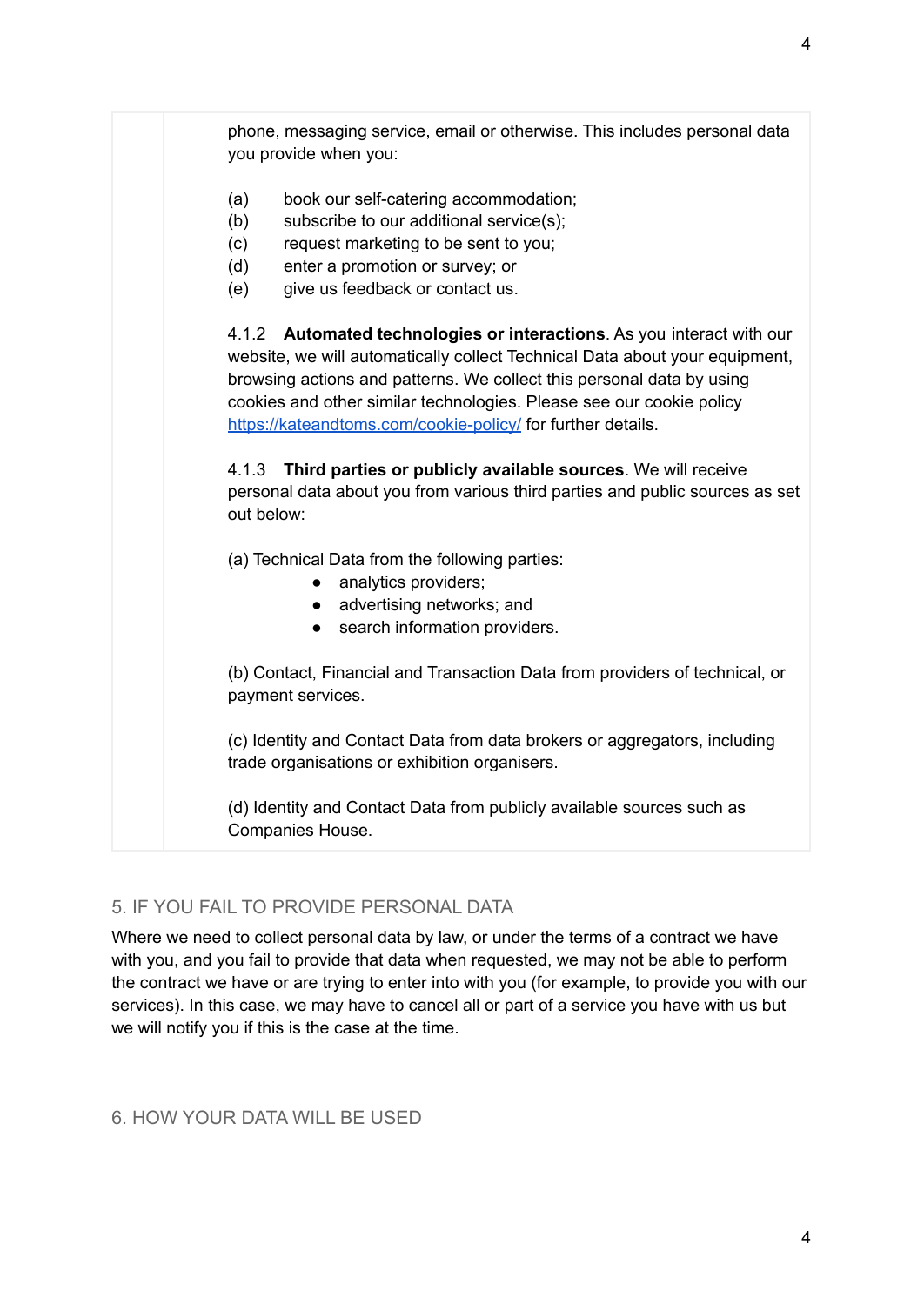phone, messaging service, email or otherwise. This includes personal data you provide when you:

(a) book our self-catering accommodation;
(b) subscribe to our additional service(s);
(c) request marketing to be sent to you;
(d) enter a promotion or survey; or
(e) give us feedback or contact us.

4.1.2 **Automated technologies or interactions**. As you interact with our website, we will automatically collect Technical Data about your equipment, browsing actions and patterns. We collect this personal data by using cookies and other similar technologies. Please see our cookie policy [https://kateandtoms.com/cookie-policy/](https://kateandtoms.com/cookie-policy/) for further details.

4.1.3 **Third parties or publicly available sources**. We will receive personal data about you from various third parties and public sources as set out below:

(a) Technical Data from the following parties:

- analytics providers;
- advertising networks; and
- search information providers.

(b) Contact, Financial and Transaction Data from providers of technical, or payment services.

(c) Identity and Contact Data from data brokers or aggregators, including trade organisations or exhibition organisers.

(d) Identity and Contact Data from publicly available sources such as Companies House.

## 5. IF YOU FAIL TO PROVIDE PERSONAL DATA

Where we need to collect personal data by law, or under the terms of a contract we have with you, and you fail to provide that data when requested, we may not be able to perform the contract we have or are trying to enter into with you (for example, to provide you with our services). In this case, we may have to cancel all or part of a service you have with us but we will notify you if this is the case at the time.

## 6. HOW YOUR DATA WILL BE USED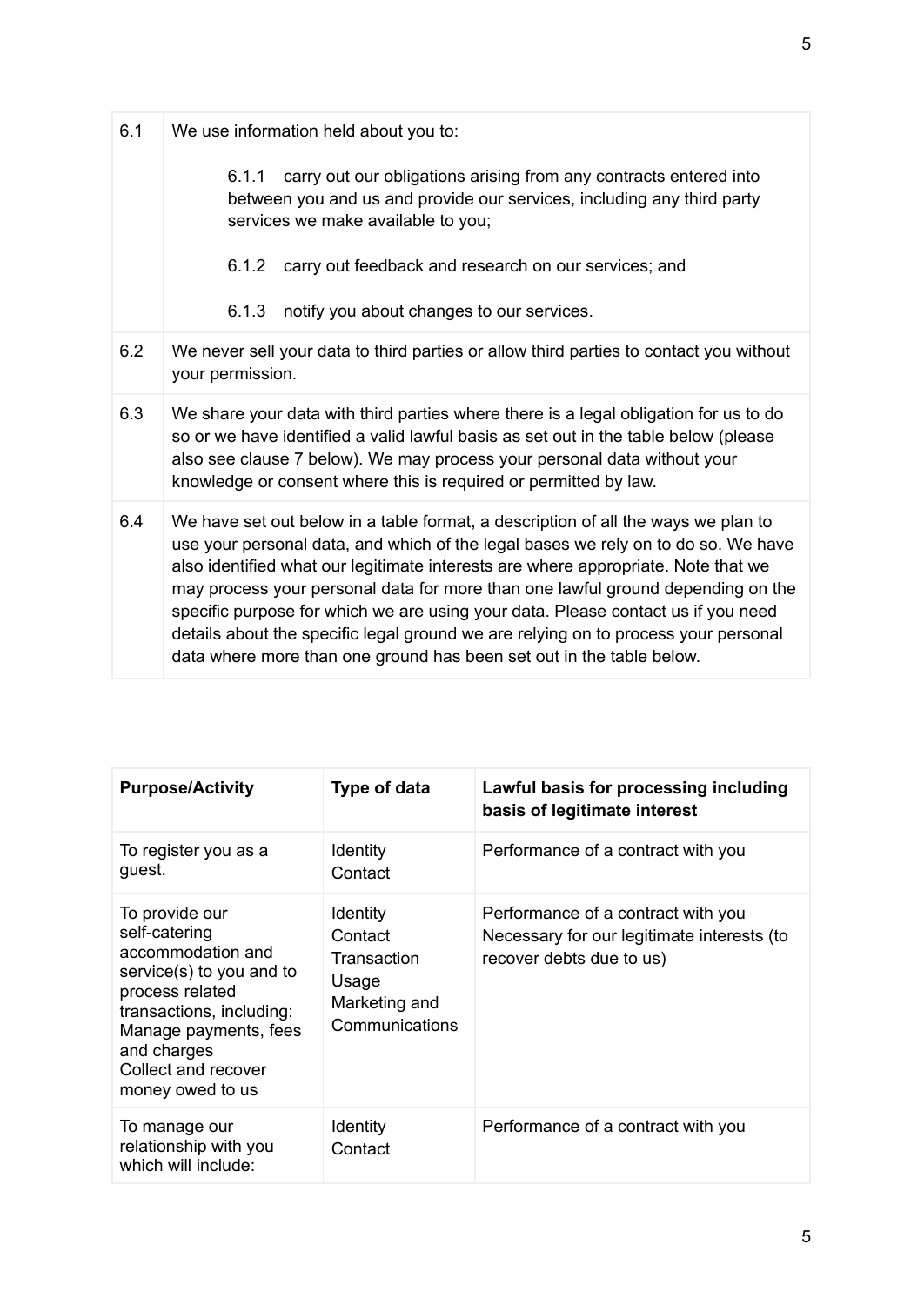| | |
|---|---|
| 6.1 | We use information held about you to:<br><br>6.1.1 carry out our obligations arising from any contracts entered into between you and us and provide our services, including any third party services we make available to you;<br><br>6.1.2 carry out feedback and research on our services; and<br><br>6.1.3 notify you about changes to our services. |
| 6.2 | We never sell your data to third parties or allow third parties to contact you without your permission. |
| 6.3 | We share your data with third parties where there is a legal obligation for us to do so or we have identified a valid lawful basis as set out in the table below (please also see clause 7 below). We may process your personal data without your knowledge or consent where this is required or permitted by law. |
| 6.4 | We have set out below in a table format, a description of all the ways we plan to use your personal data, and which of the legal bases we rely on to do so. We have also identified what our legitimate interests are where appropriate. Note that we may process your personal data for more than one lawful ground depending on the specific purpose for which we are using your data. Please contact us if you need details about the specific legal ground we are relying on to process your personal data where more than one ground has been set out in the table below. |

| **Purpose/Activity** | **Type of data** | **Lawful basis for processing including basis of legitimate interest** |
|---|---|---|
| To register you as a guest. | Identity<br>Contact | Performance of a contract with you |
| To provide our self-catering accommodation and service(s) to you and to process related transactions, including:<br>Manage payments, fees and charges<br>Collect and recover money owed to us | Identity<br>Contact<br>Transaction<br>Usage<br>Marketing and Communications | Performance of a contract with you<br>Necessary for our legitimate interests (to recover debts due to us) |
| To manage our relationship with you which will include: | Identity<br>Contact | Performance of a contract with you |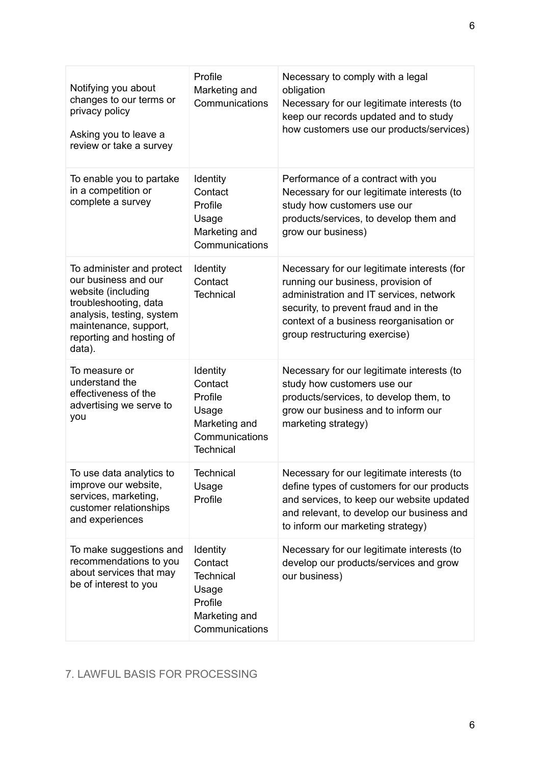| | | |
|---|---|---|
| Notifying you about changes to our terms or privacy policy<br><br>Asking you to leave a review or take a survey | Profile<br>Marketing and Communications | Necessary to comply with a legal obligation<br>Necessary for our legitimate interests (to keep our records updated and to study how customers use our products/services) |
| To enable you to partake in a competition or complete a survey | Identity<br>Contact<br>Profile<br>Usage<br>Marketing and Communications | Performance of a contract with you<br>Necessary for our legitimate interests (to study how customers use our products/services, to develop them and grow our business) |
| To administer and protect our business and our website (including troubleshooting, data analysis, testing, system maintenance, support, reporting and hosting of data). | Identity<br>Contact<br>Technical | Necessary for our legitimate interests (for running our business, provision of administration and IT services, network security, to prevent fraud and in the context of a business reorganisation or group restructuring exercise) |
| To measure or understand the effectiveness of the advertising we serve to you | Identity<br>Contact<br>Profile<br>Usage<br>Marketing and Communications<br>Technical | Necessary for our legitimate interests (to study how customers use our products/services, to develop them, to grow our business and to inform our marketing strategy) |
| To use data analytics to improve our website, services, marketing, customer relationships and experiences | Technical<br>Usage<br>Profile | Necessary for our legitimate interests (to define types of customers for our products and services, to keep our website updated and relevant, to develop our business and to inform our marketing strategy) |
| To make suggestions and recommendations to you about services that may be of interest to you | Identity<br>Contact<br>Technical<br>Usage<br>Profile<br>Marketing and Communications | Necessary for our legitimate interests (to develop our products/services and grow our business) |

## 7. LAWFUL BASIS FOR PROCESSING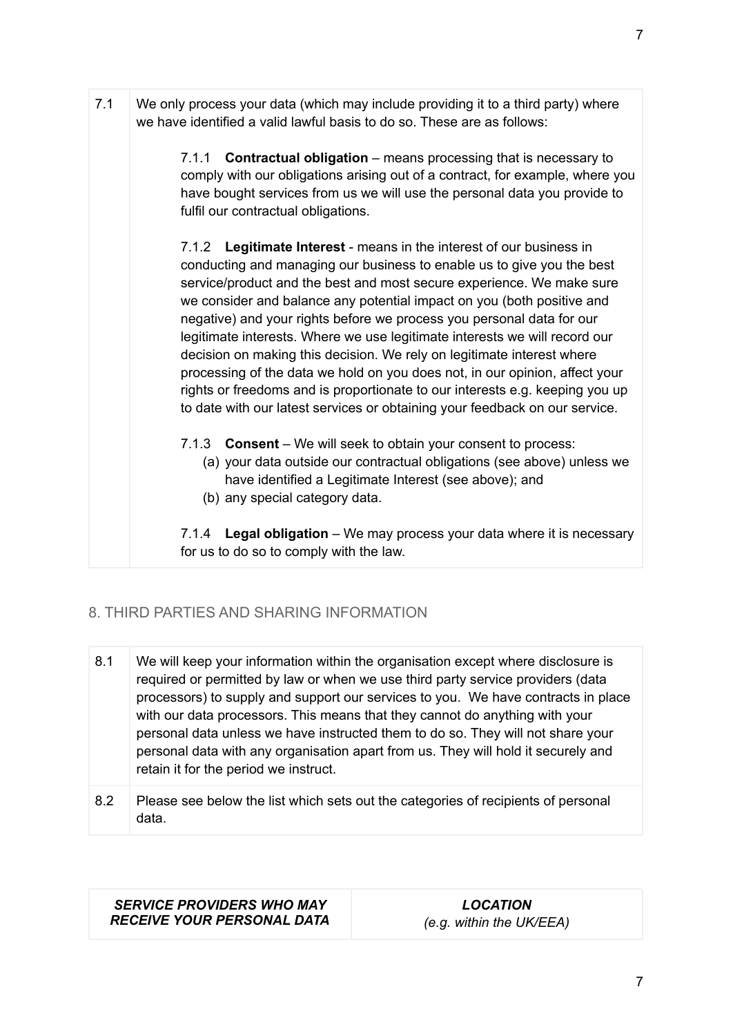| | |
|---|---|
| 7.1 | We only process your data (which may include providing it to a third party) where we have identified a valid lawful basis to do so. These are as follows:<br><br>7.1.1 **Contractual obligation** – means processing that is necessary to comply with our obligations arising out of a contract, for example, where you have bought services from us we will use the personal data you provide to fulfil our contractual obligations.<br><br>7.1.2 **Legitimate Interest** - means in the interest of our business in conducting and managing our business to enable us to give you the best service/product and the best and most secure experience. We make sure we consider and balance any potential impact on you (both positive and negative) and your rights before we process you personal data for our legitimate interests. Where we use legitimate interests we will record our decision on making this decision. We rely on legitimate interest where processing of the data we hold on you does not, in our opinion, affect your rights or freedoms and is proportionate to our interests e.g. keeping you up to date with our latest services or obtaining your feedback on our service.<br><br>7.1.3 **Consent** – We will seek to obtain your consent to process:<br>(a) your data outside our contractual obligations (see above) unless we have identified a Legitimate Interest (see above); and<br>(b) any special category data.<br><br>7.1.4 **Legal obligation** – We may process your data where it is necessary for us to do so to comply with the law. |

## 8. THIRD PARTIES AND SHARING INFORMATION

| | |
|---|---|
| 8.1 | We will keep your information within the organisation except where disclosure is required or permitted by law or when we use third party service providers (data processors) to supply and support our services to you. We have contracts in place with our data processors. This means that they cannot do anything with your personal data unless we have instructed them to do so. They will not share your personal data with any organisation apart from us. They will hold it securely and retain it for the period we instruct. |
| 8.2 | Please see below the list which sets out the categories of recipients of personal data. |

| ***SERVICE PROVIDERS WHO MAY RECEIVE YOUR PERSONAL DATA*** | ***LOCATION*** *(e.g. within the UK/EEA)* |
|---|---|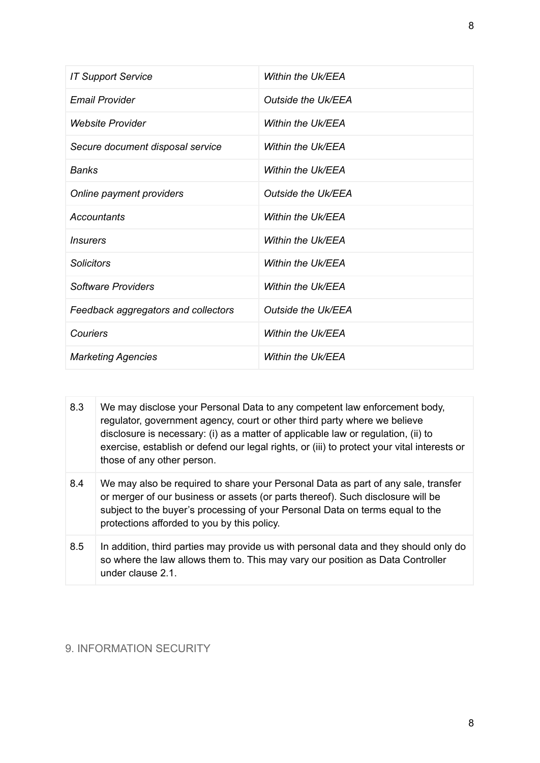| | |
|---|---|
| *IT Support Service* | *Within the Uk/EEA* |
| *Email Provider* | *Outside the Uk/EEA* |
| *Website Provider* | *Within the Uk/EEA* |
| *Secure document disposal service* | *Within the Uk/EEA* |
| *Banks* | *Within the Uk/EEA* |
| *Online payment providers* | *Outside the Uk/EEA* |
| *Accountants* | *Within the Uk/EEA* |
| *Insurers* | *Within the Uk/EEA* |
| *Solicitors* | *Within the Uk/EEA* |
| *Software Providers* | *Within the Uk/EEA* |
| *Feedback aggregators and collectors* | *Outside the Uk/EEA* |
| *Couriers* | *Within the Uk/EEA* |
| *Marketing Agencies* | *Within the Uk/EEA* |

| | |
|---|---|
| 8.3 | We may disclose your Personal Data to any competent law enforcement body, regulator, government agency, court or other third party where we believe disclosure is necessary: (i) as a matter of applicable law or regulation, (ii) to exercise, establish or defend our legal rights, or (iii) to protect your vital interests or those of any other person. |
| 8.4 | We may also be required to share your Personal Data as part of any sale, transfer or merger of our business or assets (or parts thereof). Such disclosure will be subject to the buyer's processing of your Personal Data on terms equal to the protections afforded to you by this policy. |
| 8.5 | In addition, third parties may provide us with personal data and they should only do so where the law allows them to. This may vary our position as Data Controller under clause 2.1. |

## 9. INFORMATION SECURITY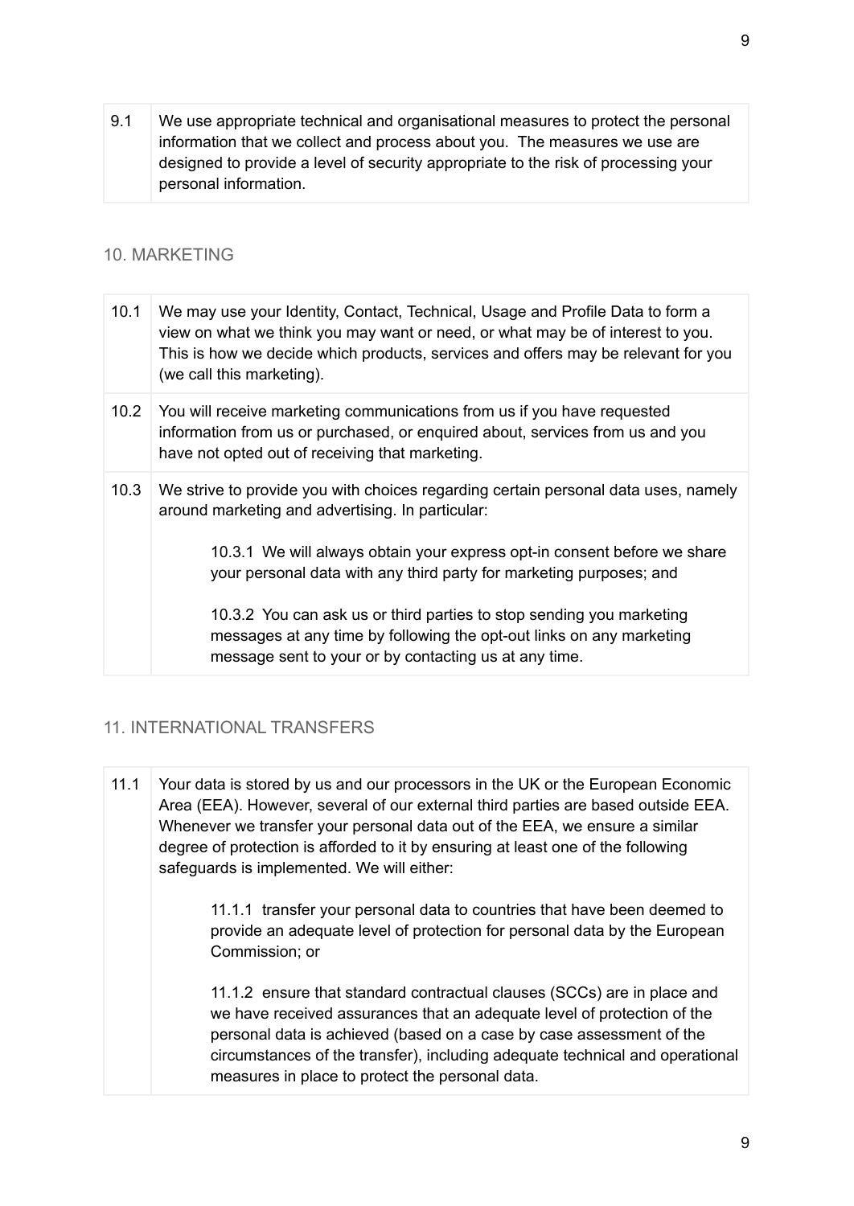| 9.1 | We use appropriate technical and organisational measures to protect the personal information that we collect and process about you. The measures we use are designed to provide a level of security appropriate to the risk of processing your personal information. |
|---|---|

## 10. MARKETING

| 10.1 | We may use your Identity, Contact, Technical, Usage and Profile Data to form a view on what we think you may want or need, or what may be of interest to you. This is how we decide which products, services and offers may be relevant for you (we call this marketing). |
|---|---|
| 10.2 | You will receive marketing communications from us if you have requested information from us or purchased, or enquired about, services from us and you have not opted out of receiving that marketing. |
| 10.3 | We strive to provide you with choices regarding certain personal data uses, namely around marketing and advertising. In particular:<br><br>10.3.1 We will always obtain your express opt-in consent before we share your personal data with any third party for marketing purposes; and<br><br>10.3.2 You can ask us or third parties to stop sending you marketing messages at any time by following the opt-out links on any marketing message sent to your or by contacting us at any time. |

## 11. INTERNATIONAL TRANSFERS

| 11.1 | Your data is stored by us and our processors in the UK or the European Economic Area (EEA). However, several of our external third parties are based outside EEA. Whenever we transfer your personal data out of the EEA, we ensure a similar degree of protection is afforded to it by ensuring at least one of the following safeguards is implemented. We will either:<br><br>11.1.1 transfer your personal data to countries that have been deemed to provide an adequate level of protection for personal data by the European Commission; or<br><br>11.1.2 ensure that standard contractual clauses (SCCs) are in place and we have received assurances that an adequate level of protection of the personal data is achieved (based on a case by case assessment of the circumstances of the transfer), including adequate technical and operational measures in place to protect the personal data. |
|---|---|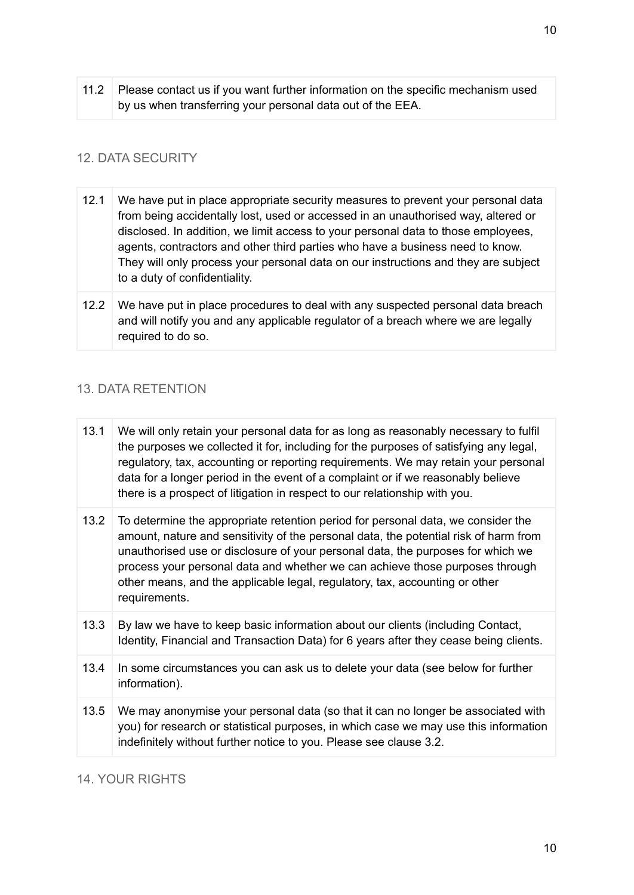| 11.2 | Please contact us if you want further information on the specific mechanism used by us when transferring your personal data out of the EEA. |
|---|---|

## 12. DATA SECURITY

| 12.1 | We have put in place appropriate security measures to prevent your personal data from being accidentally lost, used or accessed in an unauthorised way, altered or disclosed. In addition, we limit access to your personal data to those employees, agents, contractors and other third parties who have a business need to know. They will only process your personal data on our instructions and they are subject to a duty of confidentiality. |
|---|---|
| 12.2 | We have put in place procedures to deal with any suspected personal data breach and will notify you and any applicable regulator of a breach where we are legally required to do so. |

## 13. DATA RETENTION

| 13.1 | We will only retain your personal data for as long as reasonably necessary to fulfil the purposes we collected it for, including for the purposes of satisfying any legal, regulatory, tax, accounting or reporting requirements. We may retain your personal data for a longer period in the event of a complaint or if we reasonably believe there is a prospect of litigation in respect to our relationship with you. |
|---|---|
| 13.2 | To determine the appropriate retention period for personal data, we consider the amount, nature and sensitivity of the personal data, the potential risk of harm from unauthorised use or disclosure of your personal data, the purposes for which we process your personal data and whether we can achieve those purposes through other means, and the applicable legal, regulatory, tax, accounting or other requirements. |
| 13.3 | By law we have to keep basic information about our clients (including Contact, Identity, Financial and Transaction Data) for 6 years after they cease being clients. |
| 13.4 | In some circumstances you can ask us to delete your data (see below for further information). |
| 13.5 | We may anonymise your personal data (so that it can no longer be associated with you) for research or statistical purposes, in which case we may use this information indefinitely without further notice to you. Please see clause 3.2. |

## 14. YOUR RIGHTS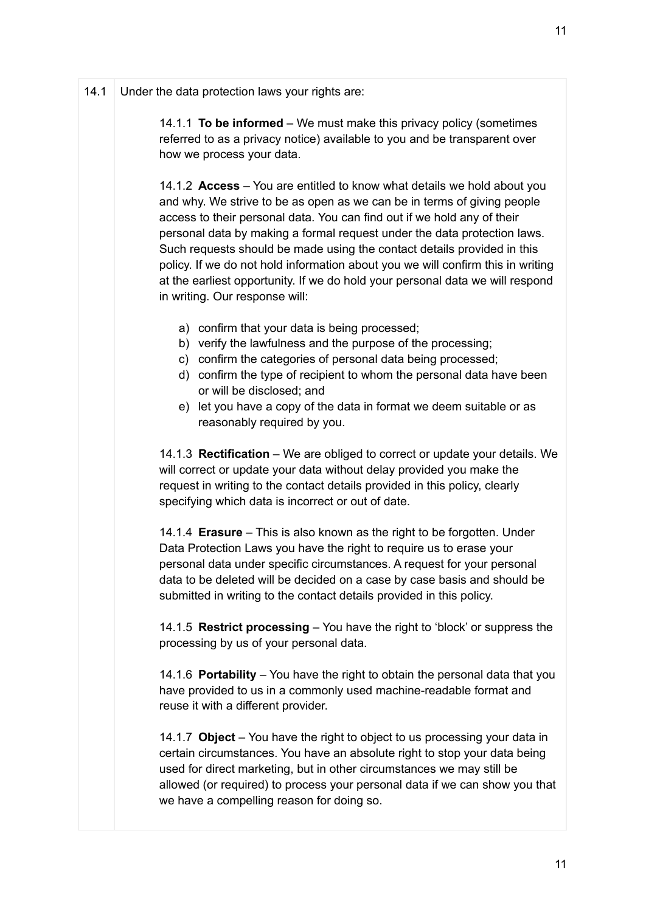14.1 Under the data protection laws your rights are:

14.1.1 **To be informed** – We must make this privacy policy (sometimes referred to as a privacy notice) available to you and be transparent over how we process your data.

14.1.2 **Access** – You are entitled to know what details we hold about you and why. We strive to be as open as we can be in terms of giving people access to their personal data. You can find out if we hold any of their personal data by making a formal request under the data protection laws. Such requests should be made using the contact details provided in this policy. If we do not hold information about you we will confirm this in writing at the earliest opportunity. If we do hold your personal data we will respond in writing. Our response will:

a) confirm that your data is being processed;
b) verify the lawfulness and the purpose of the processing;
c) confirm the categories of personal data being processed;
d) confirm the type of recipient to whom the personal data have been or will be disclosed; and
e) let you have a copy of the data in format we deem suitable or as reasonably required by you.

14.1.3 **Rectification** – We are obliged to correct or update your details. We will correct or update your data without delay provided you make the request in writing to the contact details provided in this policy, clearly specifying which data is incorrect or out of date.

14.1.4 **Erasure** – This is also known as the right to be forgotten. Under Data Protection Laws you have the right to require us to erase your personal data under specific circumstances. A request for your personal data to be deleted will be decided on a case by case basis and should be submitted in writing to the contact details provided in this policy.

14.1.5 **Restrict processing** – You have the right to 'block' or suppress the processing by us of your personal data.

14.1.6 **Portability** – You have the right to obtain the personal data that you have provided to us in a commonly used machine-readable format and reuse it with a different provider.

14.1.7 **Object** – You have the right to object to us processing your data in certain circumstances. You have an absolute right to stop your data being used for direct marketing, but in other circumstances we may still be allowed (or required) to process your personal data if we can show you that we have a compelling reason for doing so.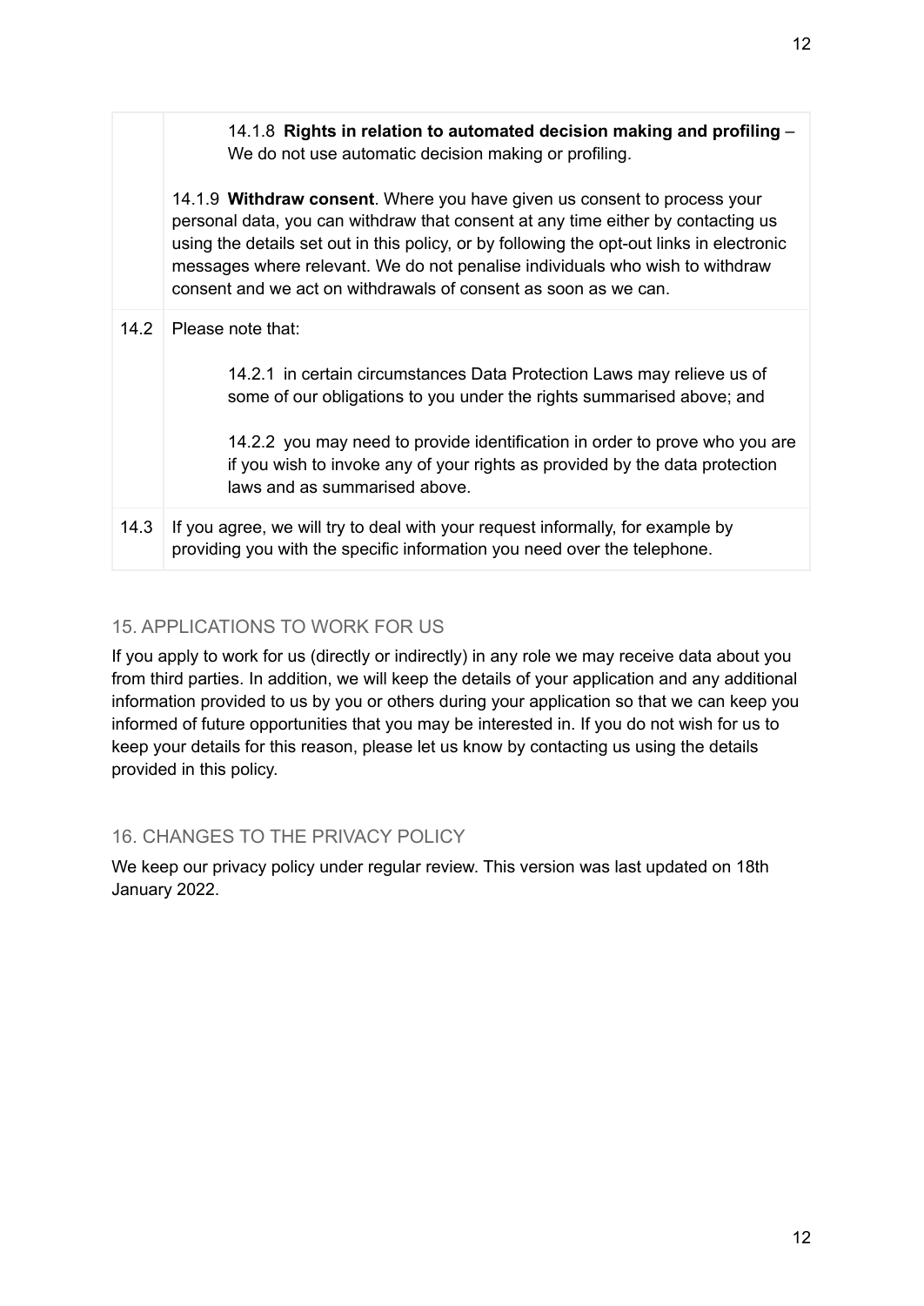| | |
|---|---|
| | 14.1.8 **Rights in relation to automated decision making and profiling** – We do not use automatic decision making or profiling.<br><br>14.1.9 **Withdraw consent**. Where you have given us consent to process your personal data, you can withdraw that consent at any time either by contacting us using the details set out in this policy, or by following the opt-out links in electronic messages where relevant. We do not penalise individuals who wish to withdraw consent and we act on withdrawals of consent as soon as we can. |
| 14.2 | Please note that:<br><br>14.2.1 in certain circumstances Data Protection Laws may relieve us of some of our obligations to you under the rights summarised above; and<br><br>14.2.2 you may need to provide identification in order to prove who you are if you wish to invoke any of your rights as provided by the data protection laws and as summarised above. |
| 14.3 | If you agree, we will try to deal with your request informally, for example by providing you with the specific information you need over the telephone. |

## 15. APPLICATIONS TO WORK FOR US

If you apply to work for us (directly or indirectly) in any role we may receive data about you from third parties. In addition, we will keep the details of your application and any additional information provided to us by you or others during your application so that we can keep you informed of future opportunities that you may be interested in. If you do not wish for us to keep your details for this reason, please let us know by contacting us using the details provided in this policy.

## 16. CHANGES TO THE PRIVACY POLICY

We keep our privacy policy under regular review. This version was last updated on 18th January 2022.